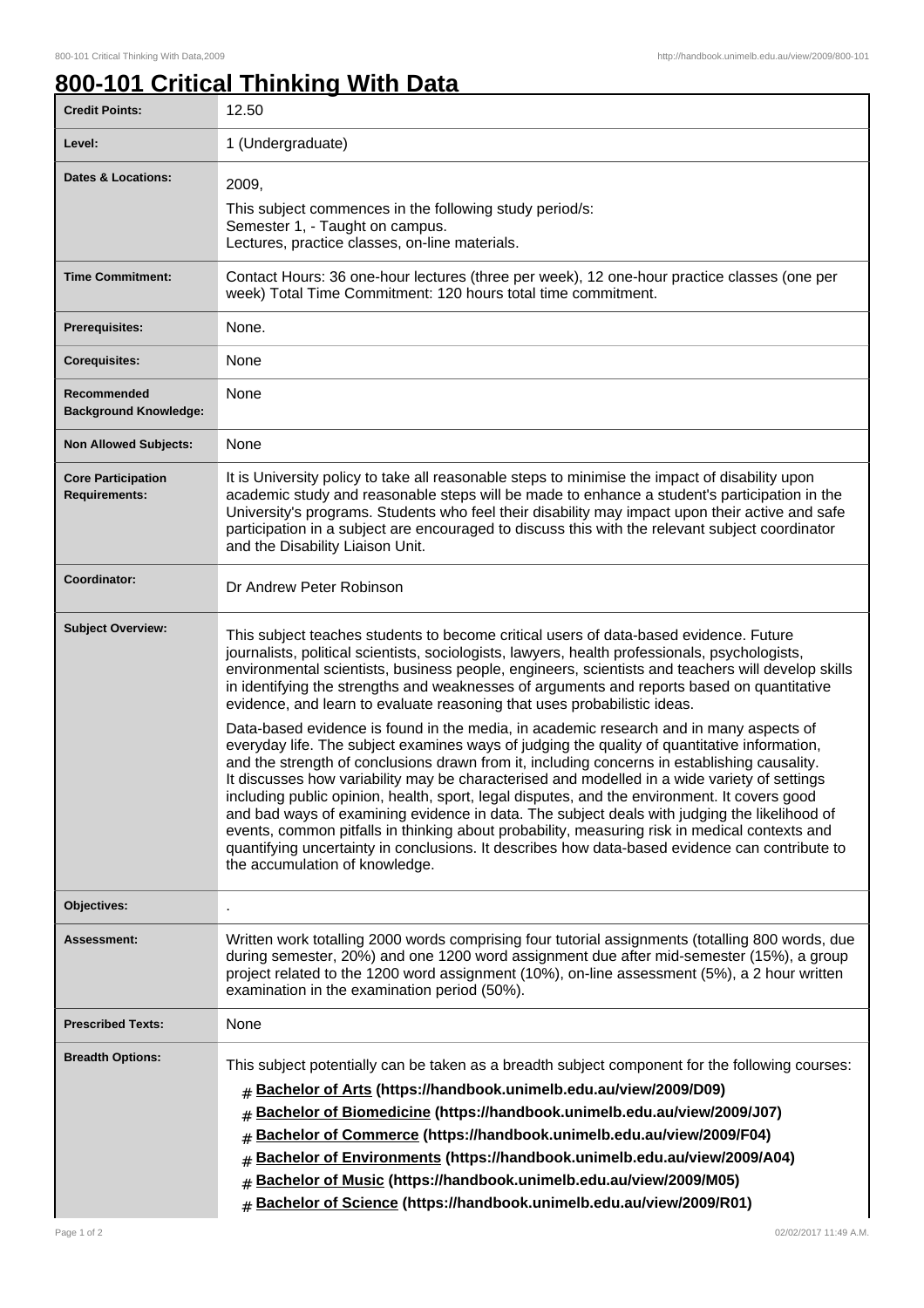# 800-101 Critical Thinking With Data

| | |
|---|---|
| **Credit Points:** | 12.50 |
| **Level:** | 1 (Undergraduate) |
| **Dates & Locations:** | 2009,<br>This subject commences in the following study period/s:<br>Semester 1, - Taught on campus.<br>Lectures, practice classes, on-line materials. |
| **Time Commitment:** | Contact Hours: 36 one-hour lectures (three per week), 12 one-hour practice classes (one per week) Total Time Commitment: 120 hours total time commitment. |
| **Prerequisites:** | None. |
| **Corequisites:** | None |
| **Recommended Background Knowledge:** | None |
| **Non Allowed Subjects:** | None |
| **Core Participation Requirements:** | It is University policy to take all reasonable steps to minimise the impact of disability upon academic study and reasonable steps will be made to enhance a student's participation in the University's programs. Students who feel their disability may impact upon their active and safe participation in a subject are encouraged to discuss this with the relevant subject coordinator and the Disability Liaison Unit. |
| **Coordinator:** | Dr Andrew Peter Robinson |
| **Subject Overview:** | This subject teaches students to become critical users of data-based evidence. Future journalists, political scientists, sociologists, lawyers, health professionals, psychologists, environmental scientists, business people, engineers, scientists and teachers will develop skills in identifying the strengths and weaknesses of arguments and reports based on quantitative evidence, and learn to evaluate reasoning that uses probabilistic ideas.<br><br>Data-based evidence is found in the media, in academic research and in many aspects of everyday life. The subject examines ways of judging the quality of quantitative information, and the strength of conclusions drawn from it, including concerns in establishing causality. It discusses how variability may be characterised and modelled in a wide variety of settings including public opinion, health, sport, legal disputes, and the environment. It covers good and bad ways of examining evidence in data. The subject deals with judging the likelihood of events, common pitfalls in thinking about probability, measuring risk in medical contexts and quantifying uncertainty in conclusions. It describes how data-based evidence can contribute to the accumulation of knowledge. |
| **Objectives:** | . |
| **Assessment:** | Written work totalling 2000 words comprising four tutorial assignments (totalling 800 words, due during semester, 20%) and one 1200 word assignment due after mid-semester (15%), a group project related to the 1200 word assignment (10%), on-line assessment (5%), a 2 hour written examination in the examination period (50%). |
| **Prescribed Texts:** | None |
| **Breadth Options:** | This subject potentially can be taken as a breadth subject component for the following courses:<br># **Bachelor of Arts (https://handbook.unimelb.edu.au/view/2009/D09)**<br># **Bachelor of Biomedicine (https://handbook.unimelb.edu.au/view/2009/J07)**<br># **Bachelor of Commerce (https://handbook.unimelb.edu.au/view/2009/F04)**<br># **Bachelor of Environments (https://handbook.unimelb.edu.au/view/2009/A04)**<br># **Bachelor of Music (https://handbook.unimelb.edu.au/view/2009/M05)**<br># **Bachelor of Science (https://handbook.unimelb.edu.au/view/2009/R01)** |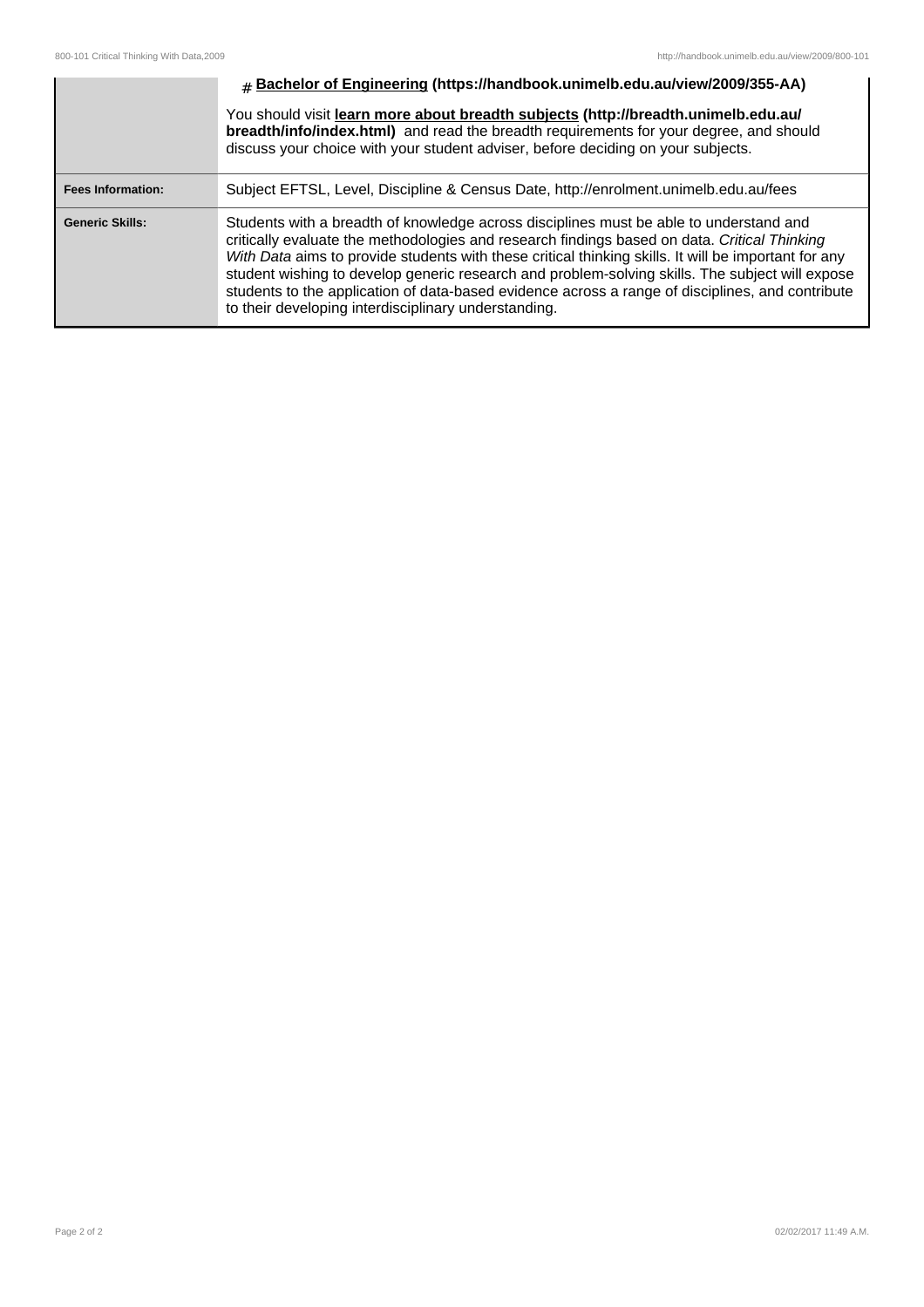| | |
|---|---|
| | # **Bachelor of Engineering** (https://handbook.unimelb.edu.au/view/2009/355-AA) <br><br> You should visit **learn more about breadth subjects (http://breadth.unimelb.edu.au/breadth/info/index.html)** and read the breadth requirements for your degree, and should discuss your choice with your student adviser, before deciding on your subjects. |
| **Fees Information:** | Subject EFTSL, Level, Discipline & Census Date, http://enrolment.unimelb.edu.au/fees |
| **Generic Skills:** | Students with a breadth of knowledge across disciplines must be able to understand and critically evaluate the methodologies and research findings based on data. *Critical Thinking With Data* aims to provide students with these critical thinking skills. It will be important for any student wishing to develop generic research and problem-solving skills. The subject will expose students to the application of data-based evidence across a range of disciplines, and contribute to their developing interdisciplinary understanding. |